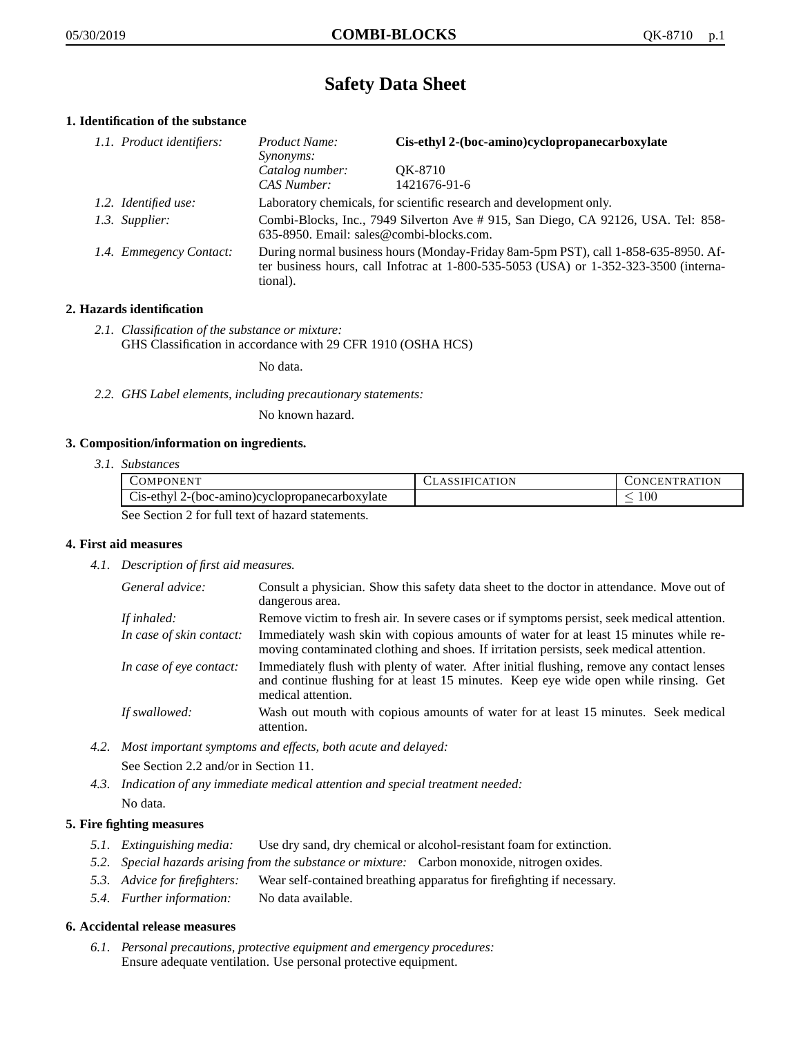# Safety Data Sheet

## 1. Identification of the substance

| | | |
|---|---|---|
| *1.1. Product identifiers:* | *Product Name:* | **Cis-ethyl 2-(boc-amino)cyclopropanecarboxylate** |
| | *Synonyms:* | |
| | *Catalog number:* | QK-8710 |
| | *CAS Number:* | 1421676-91-6 |

*1.2. Identified use:* Laboratory chemicals, for scientific research and development only.

*1.3. Supplier:* Combi-Blocks, Inc., 7949 Silverton Ave # 915, San Diego, CA 92126, USA. Tel: 858-635-8950. Email: sales@combi-blocks.com.

*1.4. Emmegency Contact:* During normal business hours (Monday-Friday 8am-5pm PST), call 1-858-635-8950. After business hours, call Infotrac at 1-800-535-5053 (USA) or 1-352-323-3500 (international).

## 2. Hazards identification

*2.1. Classification of the substance or mixture:*
GHS Classification in accordance with 29 CFR 1910 (OSHA HCS)

No data.

*2.2. GHS Label elements, including precautionary statements:*

No known hazard.

## 3. Composition/information on ingredients.

*3.1. Substances*

| COMPONENT | CLASSIFICATION | CONCENTRATION |
|---|---|---|
| Cis-ethyl 2-(boc-amino)cyclopropanecarboxylate | | $\leq$ 100 |

See Section 2 for full text of hazard statements.

## 4. First aid measures

*4.1. Description of first aid measures.*

*General advice:* Consult a physician. Show this safety data sheet to the doctor in attendance. Move out of dangerous area.

*If inhaled:* Remove victim to fresh air. In severe cases or if symptoms persist, seek medical attention.

*In case of skin contact:* Immediately wash skin with copious amounts of water for at least 15 minutes while removing contaminated clothing and shoes. If irritation persists, seek medical attention.

*In case of eye contact:* Immediately flush with plenty of water. After initial flushing, remove any contact lenses and continue flushing for at least 15 minutes. Keep eye wide open while rinsing. Get medical attention.

*If swallowed:* Wash out mouth with copious amounts of water for at least 15 minutes. Seek medical attention.

*4.2. Most important symptoms and effects, both acute and delayed:*
See Section 2.2 and/or in Section 11.

*4.3. Indication of any immediate medical attention and special treatment needed:*
No data.

## 5. Fire fighting measures

*5.1. Extinguishing media:* Use dry sand, dry chemical or alcohol-resistant foam for extinction.

*5.2. Special hazards arising from the substance or mixture:* Carbon monoxide, nitrogen oxides.

*5.3. Advice for firefighters:* Wear self-contained breathing apparatus for firefighting if necessary.

*5.4. Further information:* No data available.

## 6. Accidental release measures

*6.1. Personal precautions, protective equipment and emergency procedures:*
Ensure adequate ventilation. Use personal protective equipment.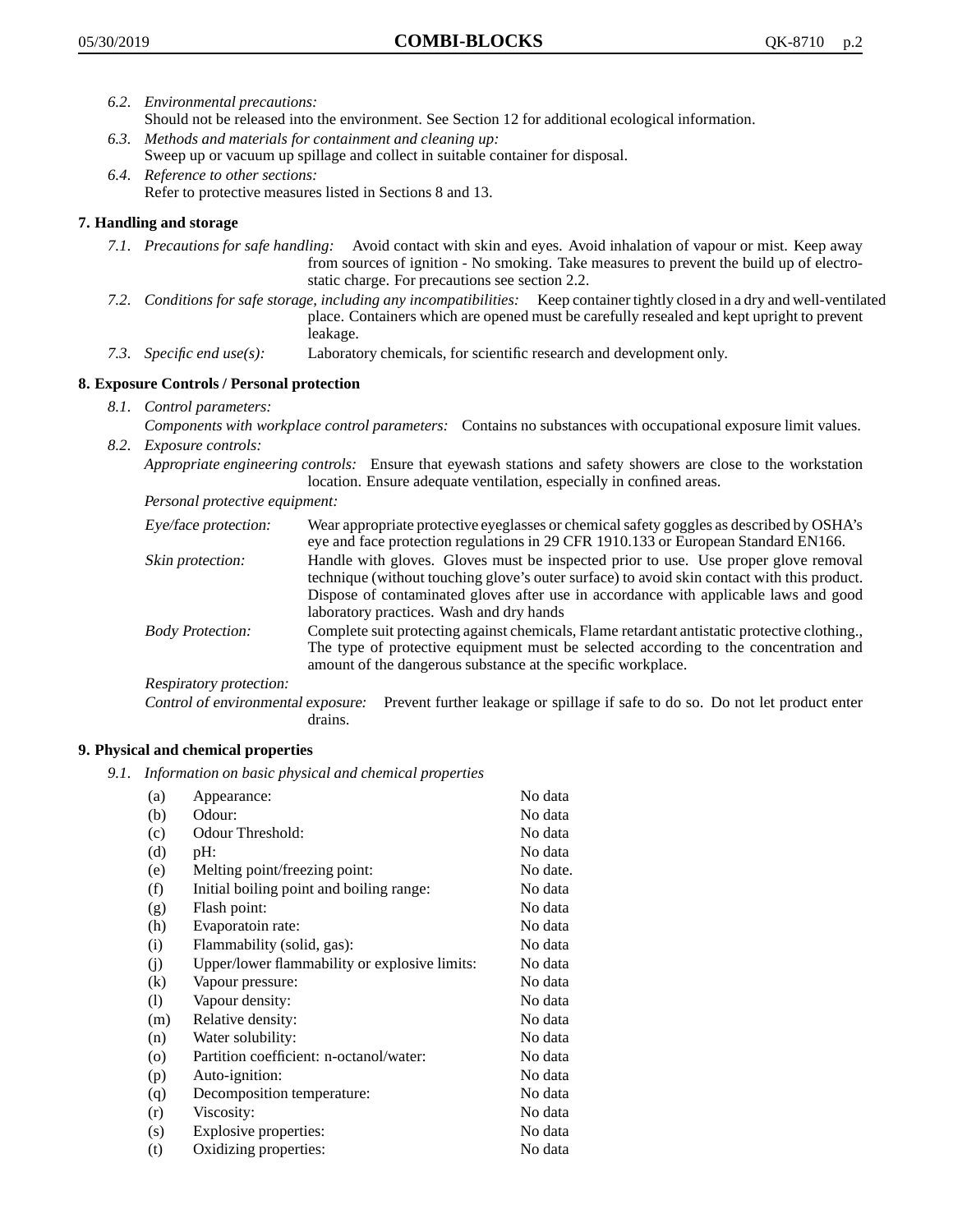*6.2. Environmental precautions:*
Should not be released into the environment. See Section 12 for additional ecological information.

*6.3. Methods and materials for containment and cleaning up:*
Sweep up or vacuum up spillage and collect in suitable container for disposal.

*6.4. Reference to other sections:*
Refer to protective measures listed in Sections 8 and 13.

## 7. Handling and storage

*7.1. Precautions for safe handling:* Avoid contact with skin and eyes. Avoid inhalation of vapour or mist. Keep away from sources of ignition - No smoking. Take measures to prevent the build up of electrostatic charge. For precautions see section 2.2.

*7.2. Conditions for safe storage, including any incompatibilities:* Keep container tightly closed in a dry and well-ventilated place. Containers which are opened must be carefully resealed and kept upright to prevent leakage.

*7.3. Specific end use(s):* Laboratory chemicals, for scientific research and development only.

## 8. Exposure Controls / Personal protection

*8.1. Control parameters:*
*Components with workplace control parameters:* Contains no substances with occupational exposure limit values.

*8.2. Exposure controls:*
*Appropriate engineering controls:* Ensure that eyewash stations and safety showers are close to the workstation location. Ensure adequate ventilation, especially in confined areas.

*Personal protective equipment:*

*Eye/face protection:* Wear appropriate protective eyeglasses or chemical safety goggles as described by OSHA's eye and face protection regulations in 29 CFR 1910.133 or European Standard EN166.

*Skin protection:* Handle with gloves. Gloves must be inspected prior to use. Use proper glove removal technique (without touching glove's outer surface) to avoid skin contact with this product. Dispose of contaminated gloves after use in accordance with applicable laws and good laboratory practices. Wash and dry hands

*Body Protection:* Complete suit protecting against chemicals, Flame retardant antistatic protective clothing., The type of protective equipment must be selected according to the concentration and amount of the dangerous substance at the specific workplace.

*Respiratory protection:*

*Control of environmental exposure:* Prevent further leakage or spillage if safe to do so. Do not let product enter drains.

## 9. Physical and chemical properties

*9.1. Information on basic physical and chemical properties*

| | | |
|---|---|---|
| (a) | Appearance: | No data |
| (b) | Odour: | No data |
| (c) | Odour Threshold: | No data |
| (d) | pH: | No data |
| (e) | Melting point/freezing point: | No date. |
| (f) | Initial boiling point and boiling range: | No data |
| (g) | Flash point: | No data |
| (h) | Evaporatoin rate: | No data |
| (i) | Flammability (solid, gas): | No data |
| (j) | Upper/lower flammability or explosive limits: | No data |
| (k) | Vapour pressure: | No data |
| (l) | Vapour density: | No data |
| (m) | Relative density: | No data |
| (n) | Water solubility: | No data |
| (o) | Partition coefficient: n-octanol/water: | No data |
| (p) | Auto-ignition: | No data |
| (q) | Decomposition temperature: | No data |
| (r) | Viscosity: | No data |
| (s) | Explosive properties: | No data |
| (t) | Oxidizing properties: | No data |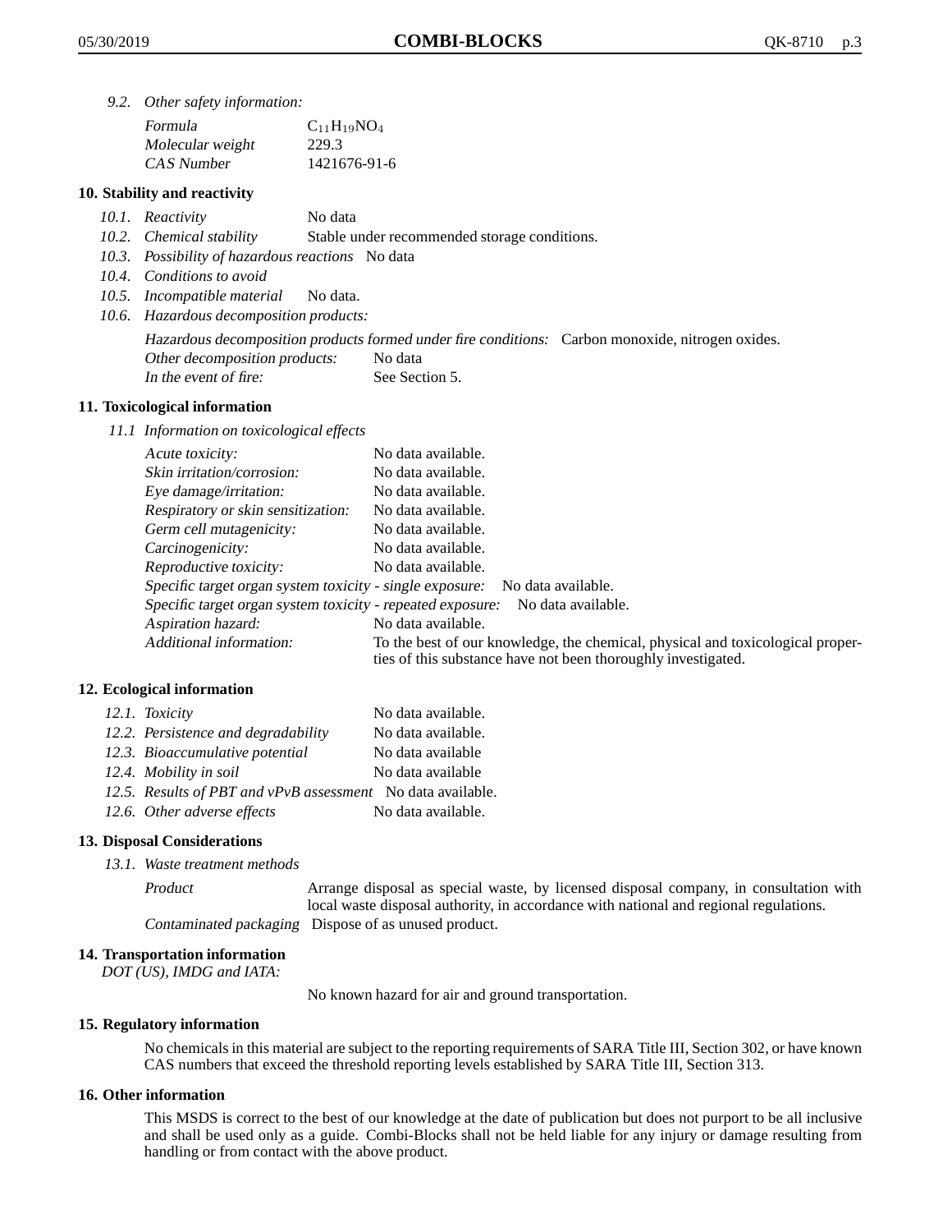*9.2. Other safety information:*

| | |
|---|---|
| *Formula* | $C_{11}H_{19}NO_4$ |
| *Molecular weight* | 229.3 |
| *CAS Number* | 1421676-91-6 |

## 10. Stability and reactivity

*10.1. Reactivity* No data

*10.2. Chemical stability* Stable under recommended storage conditions.

*10.3. Possibility of hazardous reactions* No data

*10.4. Conditions to avoid*

*10.5. Incompatible material* No data.

*10.6. Hazardous decomposition products:*

*Hazardous decomposition products formed under fire conditions:* Carbon monoxide, nitrogen oxides.

*Other decomposition products:* No data

*In the event of fire:* See Section 5.

## 11. Toxicological information

*11.1 Information on toxicological effects*

| | |
|---|---|
| *Acute toxicity:* | No data available. |
| *Skin irritation/corrosion:* | No data available. |
| *Eye damage/irritation:* | No data available. |
| *Respiratory or skin sensitization:* | No data available. |
| *Germ cell mutagenicity:* | No data available. |
| *Carcinogenicity:* | No data available. |
| *Reproductive toxicity:* | No data available. |
| *Specific target organ system toxicity - single exposure:* | No data available. |
| *Specific target organ system toxicity - repeated exposure:* | No data available. |
| *Aspiration hazard:* | No data available. |
| *Additional information:* | To the best of our knowledge, the chemical, physical and toxicological properties of this substance have not been thoroughly investigated. |

## 12. Ecological information

| | |
|---|---|
| *12.1. Toxicity* | No data available. |
| *12.2. Persistence and degradability* | No data available. |
| *12.3. Bioaccumulative potential* | No data available |
| *12.4. Mobility in soil* | No data available |
| *12.5. Results of PBT and vPvB assessment* | No data available. |
| *12.6. Other adverse effects* | No data available. |

## 13. Disposal Considerations

*13.1. Waste treatment methods*

*Product* Arrange disposal as special waste, by licensed disposal company, in consultation with local waste disposal authority, in accordance with national and regional regulations.

*Contaminated packaging* Dispose of as unused product.

## 14. Transportation information

*DOT (US), IMDG and IATA:*

No known hazard for air and ground transportation.

## 15. Regulatory information

No chemicals in this material are subject to the reporting requirements of SARA Title III, Section 302, or have known CAS numbers that exceed the threshold reporting levels established by SARA Title III, Section 313.

## 16. Other information

This MSDS is correct to the best of our knowledge at the date of publication but does not purport to be all inclusive and shall be used only as a guide. Combi-Blocks shall not be held liable for any injury or damage resulting from handling or from contact with the above product.